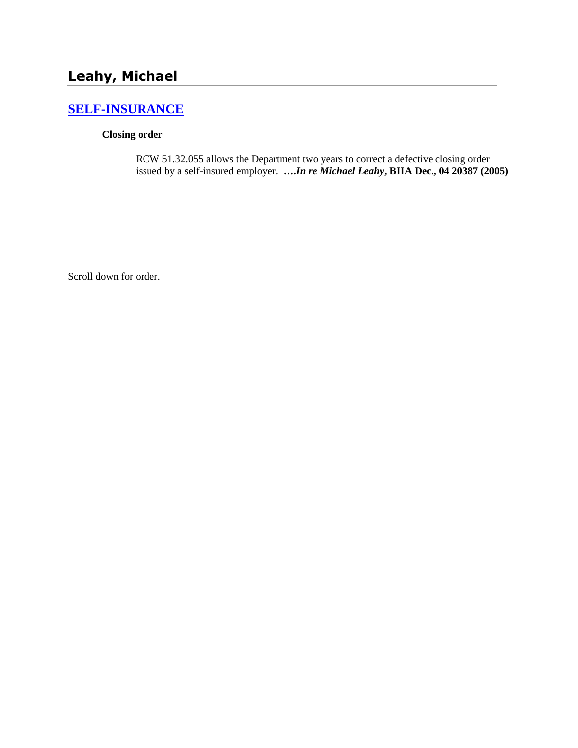## Leahy, Michael

### SELF-INSURANCE

**Closing order**

RCW 51.32.055 allows the Department two years to correct a defective closing order issued by a self-insured employer. **….*In re Michael Leahy*, BIIA Dec., 04 20387 (2005)**

Scroll down for order.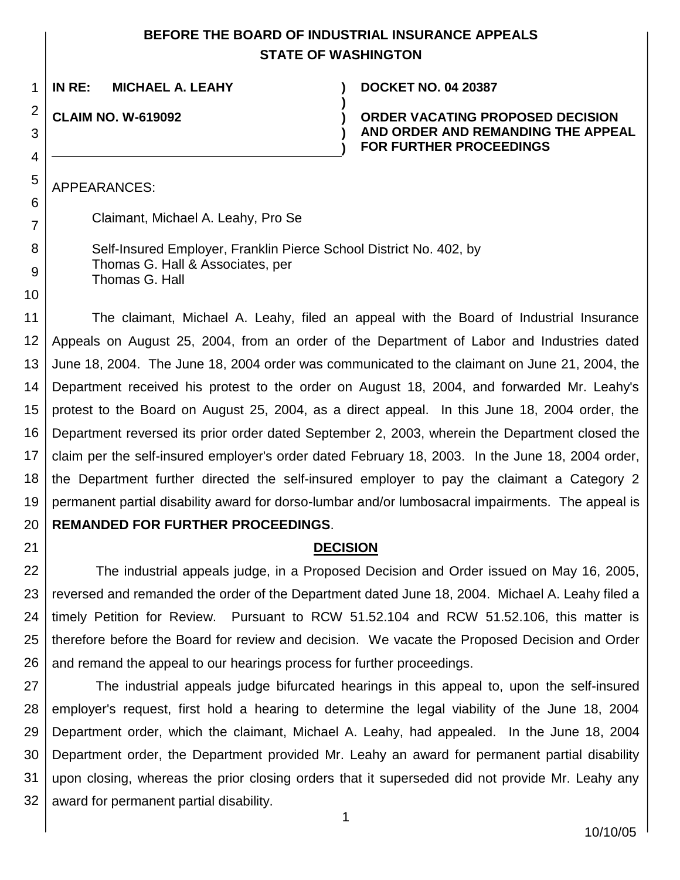**BEFORE THE BOARD OF INDUSTRIAL INSURANCE APPEALS**
**STATE OF WASHINGTON**

| | | |
|---|---|---|
| **IN RE: MICHAEL A. LEAHY** | ) | **DOCKET NO. 04 20387** |
| | ) | |
| **CLAIM NO. W-619092** | ) | **ORDER VACATING PROPOSED DECISION AND ORDER AND REMANDING THE APPEAL FOR FURTHER PROCEEDINGS** |

APPEARANCES:

Claimant, Michael A. Leahy, Pro Se

Self-Insured Employer, Franklin Pierce School District No. 402, by
Thomas G. Hall & Associates, per
Thomas G. Hall

The claimant, Michael A. Leahy, filed an appeal with the Board of Industrial Insurance Appeals on August 25, 2004, from an order of the Department of Labor and Industries dated June 18, 2004. The June 18, 2004 order was communicated to the claimant on June 21, 2004, the Department received his protest to the order on August 18, 2004, and forwarded Mr. Leahy's protest to the Board on August 25, 2004, as a direct appeal. In this June 18, 2004 order, the Department reversed its prior order dated September 2, 2003, wherein the Department closed the claim per the self-insured employer's order dated February 18, 2003. In the June 18, 2004 order, the Department further directed the self-insured employer to pay the claimant a Category 2 permanent partial disability award for dorso-lumbar and/or lumbosacral impairments. The appeal is **REMANDED FOR FURTHER PROCEEDINGS**.

## DECISION

The industrial appeals judge, in a Proposed Decision and Order issued on May 16, 2005, reversed and remanded the order of the Department dated June 18, 2004. Michael A. Leahy filed a timely Petition for Review. Pursuant to RCW 51.52.104 and RCW 51.52.106, this matter is therefore before the Board for review and decision. We vacate the Proposed Decision and Order and remand the appeal to our hearings process for further proceedings.

The industrial appeals judge bifurcated hearings in this appeal to, upon the self-insured employer's request, first hold a hearing to determine the legal viability of the June 18, 2004 Department order, which the claimant, Michael A. Leahy, had appealed. In the June 18, 2004 Department order, the Department provided Mr. Leahy an award for permanent partial disability upon closing, whereas the prior closing orders that it superseded did not provide Mr. Leahy any award for permanent partial disability.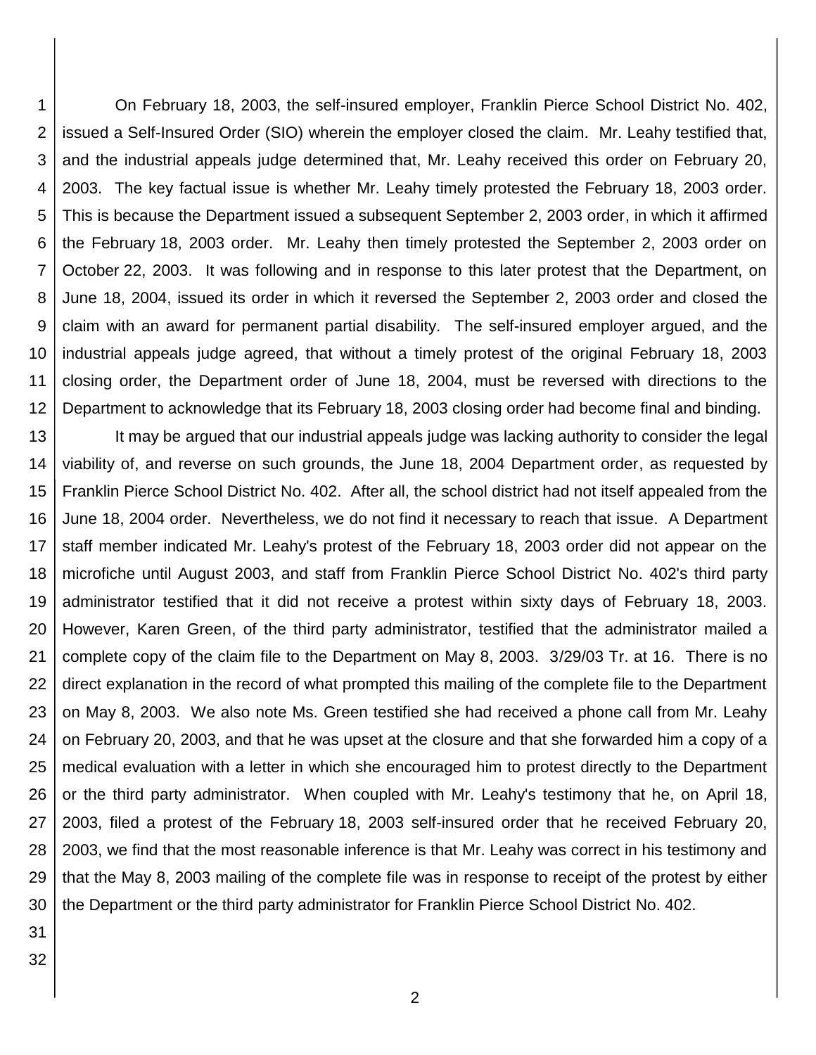On February 18, 2003, the self-insured employer, Franklin Pierce School District No. 402, issued a Self-Insured Order (SIO) wherein the employer closed the claim. Mr. Leahy testified that, and the industrial appeals judge determined that, Mr. Leahy received this order on February 20, 2003. The key factual issue is whether Mr. Leahy timely protested the February 18, 2003 order. This is because the Department issued a subsequent September 2, 2003 order, in which it affirmed the February 18, 2003 order. Mr. Leahy then timely protested the September 2, 2003 order on October 22, 2003. It was following and in response to this later protest that the Department, on June 18, 2004, issued its order in which it reversed the September 2, 2003 order and closed the claim with an award for permanent partial disability. The self-insured employer argued, and the industrial appeals judge agreed, that without a timely protest of the original February 18, 2003 closing order, the Department order of June 18, 2004, must be reversed with directions to the Department to acknowledge that its February 18, 2003 closing order had become final and binding.

It may be argued that our industrial appeals judge was lacking authority to consider the legal viability of, and reverse on such grounds, the June 18, 2004 Department order, as requested by Franklin Pierce School District No. 402. After all, the school district had not itself appealed from the June 18, 2004 order. Nevertheless, we do not find it necessary to reach that issue. A Department staff member indicated Mr. Leahy's protest of the February 18, 2003 order did not appear on the microfiche until August 2003, and staff from Franklin Pierce School District No. 402's third party administrator testified that it did not receive a protest within sixty days of February 18, 2003. However, Karen Green, of the third party administrator, testified that the administrator mailed a complete copy of the claim file to the Department on May 8, 2003. 3/29/03 Tr. at 16. There is no direct explanation in the record of what prompted this mailing of the complete file to the Department on May 8, 2003. We also note Ms. Green testified she had received a phone call from Mr. Leahy on February 20, 2003, and that he was upset at the closure and that she forwarded him a copy of a medical evaluation with a letter in which she encouraged him to protest directly to the Department or the third party administrator. When coupled with Mr. Leahy's testimony that he, on April 18, 2003, filed a protest of the February 18, 2003 self-insured order that he received February 20, 2003, we find that the most reasonable inference is that Mr. Leahy was correct in his testimony and that the May 8, 2003 mailing of the complete file was in response to receipt of the protest by either the Department or the third party administrator for Franklin Pierce School District No. 402.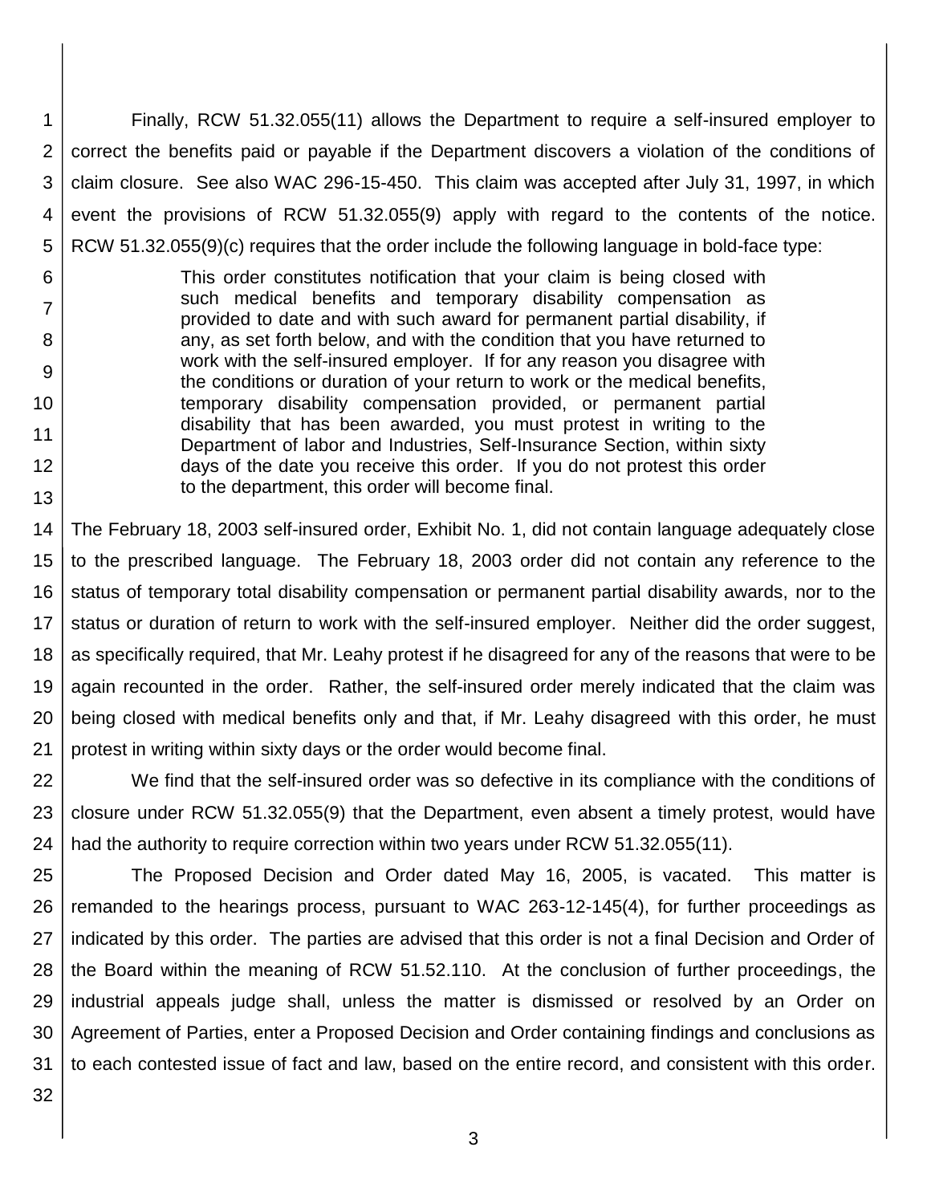Finally, RCW 51.32.055(11) allows the Department to require a self-insured employer to correct the benefits paid or payable if the Department discovers a violation of the conditions of claim closure. See also WAC 296-15-450. This claim was accepted after July 31, 1997, in which event the provisions of RCW 51.32.055(9) apply with regard to the contents of the notice. RCW 51.32.055(9)(c) requires that the order include the following language in bold-face type:

> This order constitutes notification that your claim is being closed with such medical benefits and temporary disability compensation as provided to date and with such award for permanent partial disability, if any, as set forth below, and with the condition that you have returned to work with the self-insured employer. If for any reason you disagree with the conditions or duration of your return to work or the medical benefits, temporary disability compensation provided, or permanent partial disability that has been awarded, you must protest in writing to the Department of labor and Industries, Self-Insurance Section, within sixty days of the date you receive this order. If you do not protest this order to the department, this order will become final.

The February 18, 2003 self-insured order, Exhibit No. 1, did not contain language adequately close to the prescribed language. The February 18, 2003 order did not contain any reference to the status of temporary total disability compensation or permanent partial disability awards, nor to the status or duration of return to work with the self-insured employer. Neither did the order suggest, as specifically required, that Mr. Leahy protest if he disagreed for any of the reasons that were to be again recounted in the order. Rather, the self-insured order merely indicated that the claim was being closed with medical benefits only and that, if Mr. Leahy disagreed with this order, he must protest in writing within sixty days or the order would become final.

We find that the self-insured order was so defective in its compliance with the conditions of closure under RCW 51.32.055(9) that the Department, even absent a timely protest, would have had the authority to require correction within two years under RCW 51.32.055(11).

The Proposed Decision and Order dated May 16, 2005, is vacated. This matter is remanded to the hearings process, pursuant to WAC 263-12-145(4), for further proceedings as indicated by this order. The parties are advised that this order is not a final Decision and Order of the Board within the meaning of RCW 51.52.110. At the conclusion of further proceedings, the industrial appeals judge shall, unless the matter is dismissed or resolved by an Order on Agreement of Parties, enter a Proposed Decision and Order containing findings and conclusions as to each contested issue of fact and law, based on the entire record, and consistent with this order.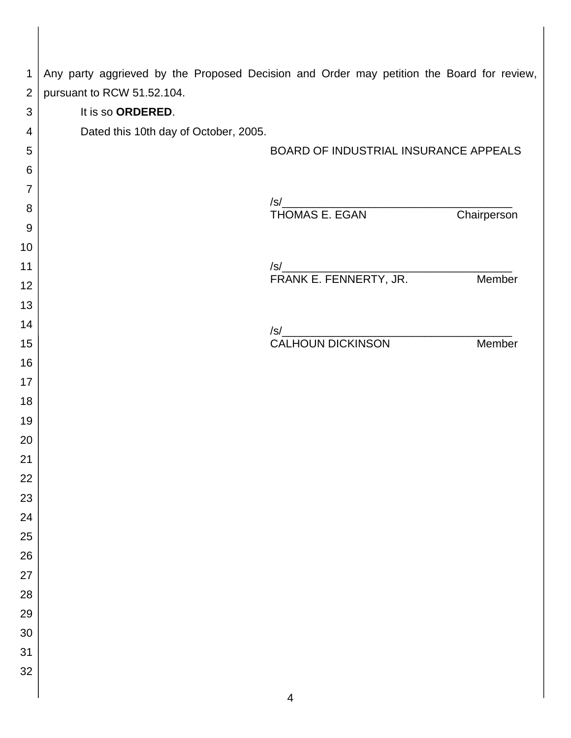Any party aggrieved by the Proposed Decision and Order may petition the Board for review, pursuant to RCW 51.52.104.

It is so **ORDERED**.

Dated this 10th day of October, 2005.

BOARD OF INDUSTRIAL INSURANCE APPEALS

/s/_______________________________________
THOMAS E. EGAN Chairperson

/s/_______________________________________
FRANK E. FENNERTY, JR. Member

/s/_______________________________________
CALHOUN DICKINSON Member